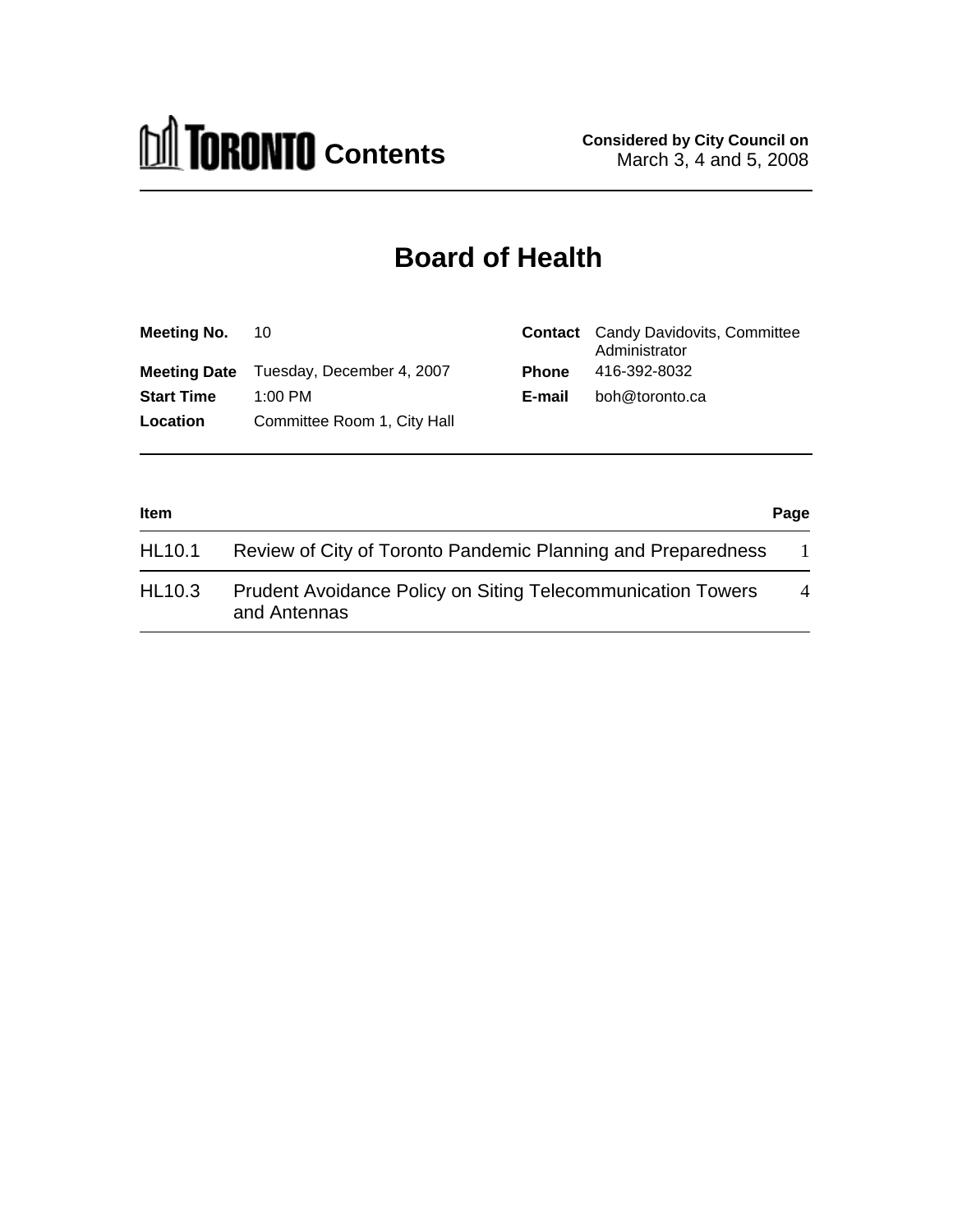# TORONTO Contents

**Considered by City Council on**
March 3, 4 and 5, 2008

## Board of Health

| | | | |
|---|---|---|---|
| **Meeting No.** | 10 | **Contact** | Candy Davidovits, Committee Administrator |
| **Meeting Date** | Tuesday, December 4, 2007 | **Phone** | 416-392-8032 |
| **Start Time** | 1:00 PM | **E-mail** | boh@toronto.ca |
| **Location** | Committee Room 1, City Hall | | |

| **Item** | | **Page** |
|---|---|---|
| HL10.1 | Review of City of Toronto Pandemic Planning and Preparedness | 1 |
| HL10.3 | Prudent Avoidance Policy on Siting Telecommunication Towers and Antennas | 4 |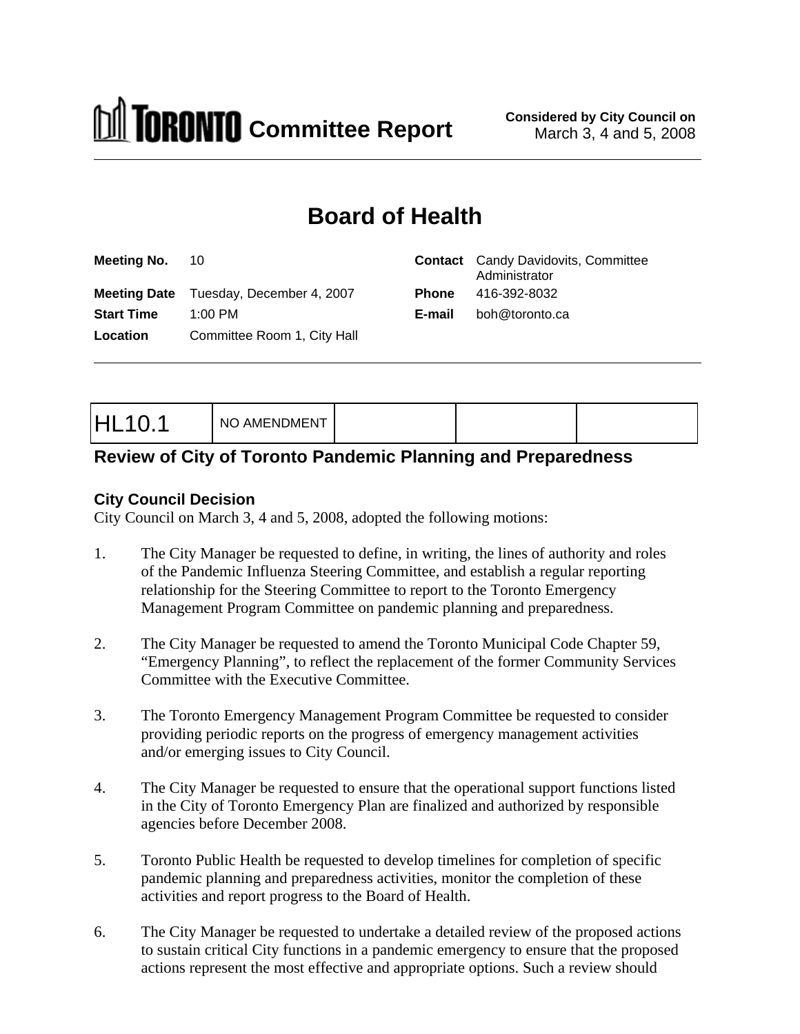# Toronto Committee Report

**Considered by City Council on**
March 3, 4 and 5, 2008

# Board of Health

| | | | |
|---|---|---|---|
| **Meeting No.** | 10 | **Contact** | Candy Davidovits, Committee Administrator |
| **Meeting Date** | Tuesday, December 4, 2007 | **Phone** | 416-392-8032 |
| **Start Time** | 1:00 PM | **E-mail** | boh@toronto.ca |
| **Location** | Committee Room 1, City Hall | | |

| HL10.1 | NO AMENDMENT | | | |
|---|---|---|---|---|

## Review of City of Toronto Pandemic Planning and Preparedness

### City Council Decision

City Council on March 3, 4 and 5, 2008, adopted the following motions:

1. The City Manager be requested to define, in writing, the lines of authority and roles of the Pandemic Influenza Steering Committee, and establish a regular reporting relationship for the Steering Committee to report to the Toronto Emergency Management Program Committee on pandemic planning and preparedness.

2. The City Manager be requested to amend the Toronto Municipal Code Chapter 59, "Emergency Planning", to reflect the replacement of the former Community Services Committee with the Executive Committee.

3. The Toronto Emergency Management Program Committee be requested to consider providing periodic reports on the progress of emergency management activities and/or emerging issues to City Council.

4. The City Manager be requested to ensure that the operational support functions listed in the City of Toronto Emergency Plan are finalized and authorized by responsible agencies before December 2008.

5. Toronto Public Health be requested to develop timelines for completion of specific pandemic planning and preparedness activities, monitor the completion of these activities and report progress to the Board of Health.

6. The City Manager be requested to undertake a detailed review of the proposed actions to sustain critical City functions in a pandemic emergency to ensure that the proposed actions represent the most effective and appropriate options. Such a review should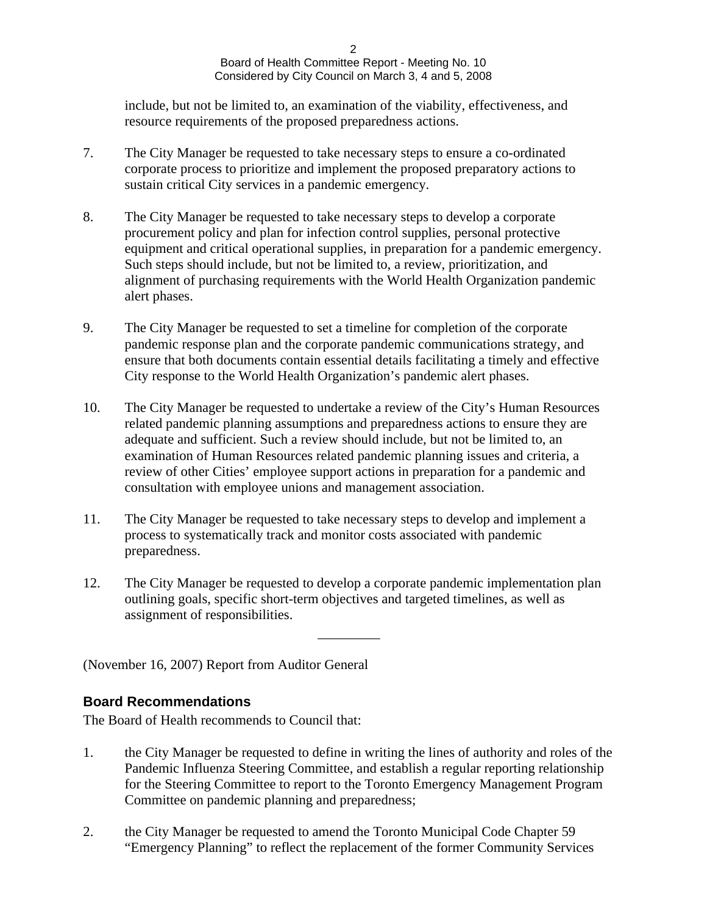include, but not be limited to, an examination of the viability, effectiveness, and resource requirements of the proposed preparedness actions.

7. The City Manager be requested to take necessary steps to ensure a co-ordinated corporate process to prioritize and implement the proposed preparatory actions to sustain critical City services in a pandemic emergency.

8. The City Manager be requested to take necessary steps to develop a corporate procurement policy and plan for infection control supplies, personal protective equipment and critical operational supplies, in preparation for a pandemic emergency. Such steps should include, but not be limited to, a review, prioritization, and alignment of purchasing requirements with the World Health Organization pandemic alert phases.

9. The City Manager be requested to set a timeline for completion of the corporate pandemic response plan and the corporate pandemic communications strategy, and ensure that both documents contain essential details facilitating a timely and effective City response to the World Health Organization's pandemic alert phases.

10. The City Manager be requested to undertake a review of the City's Human Resources related pandemic planning assumptions and preparedness actions to ensure they are adequate and sufficient. Such a review should include, but not be limited to, an examination of Human Resources related pandemic planning issues and criteria, a review of other Cities' employee support actions in preparation for a pandemic and consultation with employee unions and management association.

11. The City Manager be requested to take necessary steps to develop and implement a process to systematically track and monitor costs associated with pandemic preparedness.

12. The City Manager be requested to develop a corporate pandemic implementation plan outlining goals, specific short-term objectives and targeted timelines, as well as assignment of responsibilities.

---

(November 16, 2007) Report from Auditor General

## Board Recommendations

The Board of Health recommends to Council that:

1. the City Manager be requested to define in writing the lines of authority and roles of the Pandemic Influenza Steering Committee, and establish a regular reporting relationship for the Steering Committee to report to the Toronto Emergency Management Program Committee on pandemic planning and preparedness;

2. the City Manager be requested to amend the Toronto Municipal Code Chapter 59 "Emergency Planning" to reflect the replacement of the former Community Services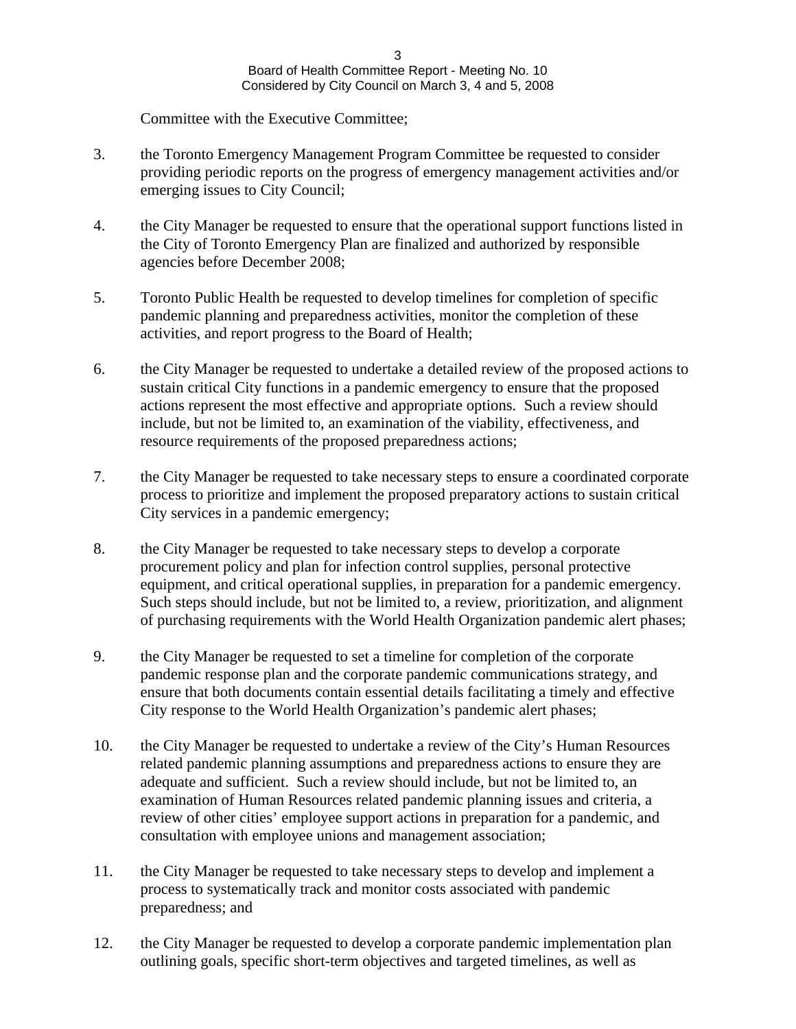Committee with the Executive Committee;

3. the Toronto Emergency Management Program Committee be requested to consider providing periodic reports on the progress of emergency management activities and/or emerging issues to City Council;

4. the City Manager be requested to ensure that the operational support functions listed in the City of Toronto Emergency Plan are finalized and authorized by responsible agencies before December 2008;

5. Toronto Public Health be requested to develop timelines for completion of specific pandemic planning and preparedness activities, monitor the completion of these activities, and report progress to the Board of Health;

6. the City Manager be requested to undertake a detailed review of the proposed actions to sustain critical City functions in a pandemic emergency to ensure that the proposed actions represent the most effective and appropriate options. Such a review should include, but not be limited to, an examination of the viability, effectiveness, and resource requirements of the proposed preparedness actions;

7. the City Manager be requested to take necessary steps to ensure a coordinated corporate process to prioritize and implement the proposed preparatory actions to sustain critical City services in a pandemic emergency;

8. the City Manager be requested to take necessary steps to develop a corporate procurement policy and plan for infection control supplies, personal protective equipment, and critical operational supplies, in preparation for a pandemic emergency. Such steps should include, but not be limited to, a review, prioritization, and alignment of purchasing requirements with the World Health Organization pandemic alert phases;

9. the City Manager be requested to set a timeline for completion of the corporate pandemic response plan and the corporate pandemic communications strategy, and ensure that both documents contain essential details facilitating a timely and effective City response to the World Health Organization's pandemic alert phases;

10. the City Manager be requested to undertake a review of the City's Human Resources related pandemic planning assumptions and preparedness actions to ensure they are adequate and sufficient. Such a review should include, but not be limited to, an examination of Human Resources related pandemic planning issues and criteria, a review of other cities' employee support actions in preparation for a pandemic, and consultation with employee unions and management association;

11. the City Manager be requested to take necessary steps to develop and implement a process to systematically track and monitor costs associated with pandemic preparedness; and

12. the City Manager be requested to develop a corporate pandemic implementation plan outlining goals, specific short-term objectives and targeted timelines, as well as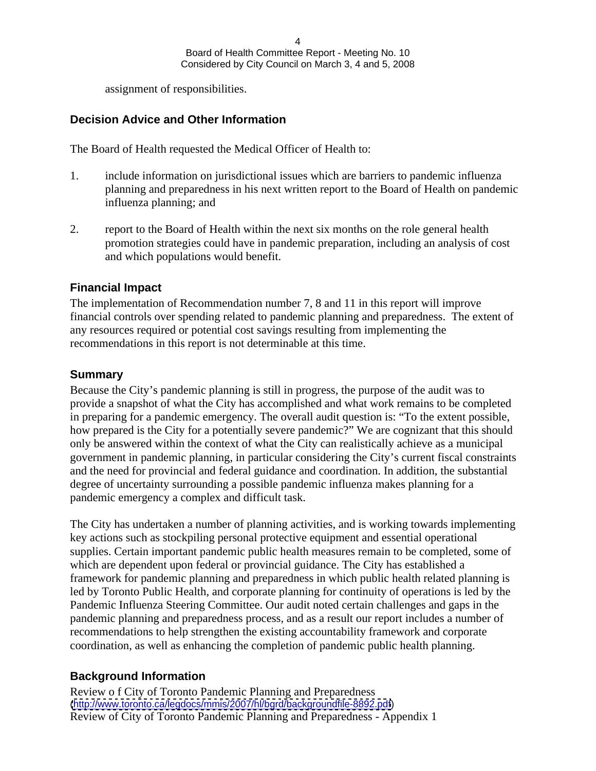assignment of responsibilities.

## Decision Advice and Other Information

The Board of Health requested the Medical Officer of Health to:

1. include information on jurisdictional issues which are barriers to pandemic influenza planning and preparedness in his next written report to the Board of Health on pandemic influenza planning; and

2. report to the Board of Health within the next six months on the role general health promotion strategies could have in pandemic preparation, including an analysis of cost and which populations would benefit.

## Financial Impact

The implementation of Recommendation number 7, 8 and 11 in this report will improve financial controls over spending related to pandemic planning and preparedness. The extent of any resources required or potential cost savings resulting from implementing the recommendations in this report is not determinable at this time.

## Summary

Because the City's pandemic planning is still in progress, the purpose of the audit was to provide a snapshot of what the City has accomplished and what work remains to be completed in preparing for a pandemic emergency. The overall audit question is: "To the extent possible, how prepared is the City for a potentially severe pandemic?" We are cognizant that this should only be answered within the context of what the City can realistically achieve as a municipal government in pandemic planning, in particular considering the City's current fiscal constraints and the need for provincial and federal guidance and coordination. In addition, the substantial degree of uncertainty surrounding a possible pandemic influenza makes planning for a pandemic emergency a complex and difficult task.

The City has undertaken a number of planning activities, and is working towards implementing key actions such as stockpiling personal protective equipment and essential operational supplies. Certain important pandemic public health measures remain to be completed, some of which are dependent upon federal or provincial guidance. The City has established a framework for pandemic planning and preparedness in which public health related planning is led by Toronto Public Health, and corporate planning for continuity of operations is led by the Pandemic Influenza Steering Committee. Our audit noted certain challenges and gaps in the pandemic planning and preparedness process, and as a result our report includes a number of recommendations to help strengthen the existing accountability framework and corporate coordination, as well as enhancing the completion of pandemic public health planning.

## Background Information

Review o f City of Toronto Pandemic Planning and Preparedness
(http://www.toronto.ca/legdocs/mmis/2007/hl/bgrd/backgroundfile-8892.pdf)
Review of City of Toronto Pandemic Planning and Preparedness - Appendix 1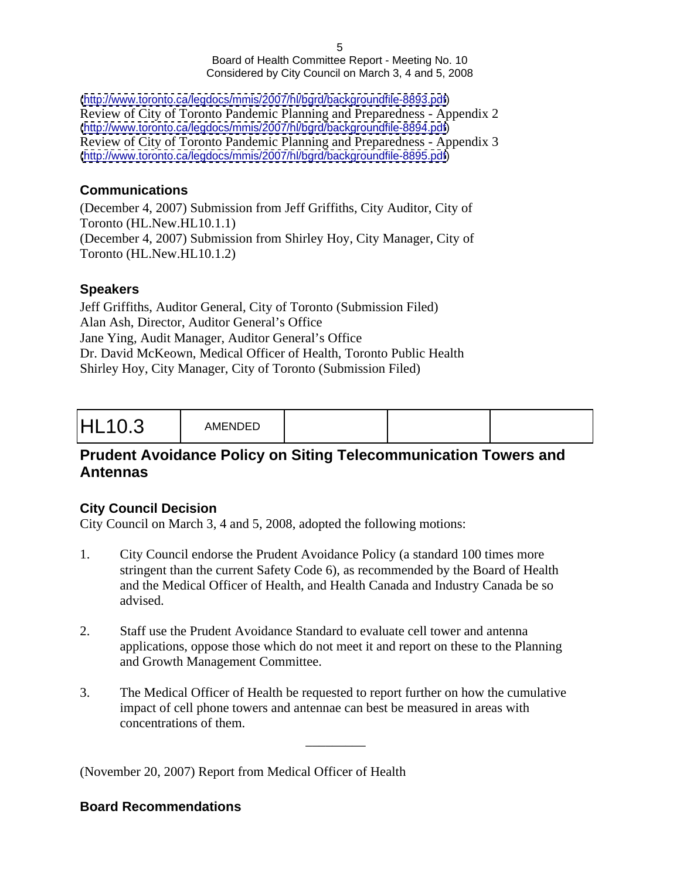(http://www.toronto.ca/legdocs/mmis/2007/hl/bgrd/backgroundfile-8893.pdf)
Review of City of Toronto Pandemic Planning and Preparedness - Appendix 2
(http://www.toronto.ca/legdocs/mmis/2007/hl/bgrd/backgroundfile-8894.pdf)
Review of City of Toronto Pandemic Planning and Preparedness - Appendix 3
(http://www.toronto.ca/legdocs/mmis/2007/hl/bgrd/backgroundfile-8895.pdf)

### Communications

(December 4, 2007) Submission from Jeff Griffiths, City Auditor, City of Toronto (HL.New.HL10.1.1)
(December 4, 2007) Submission from Shirley Hoy, City Manager, City of Toronto (HL.New.HL10.1.2)

### Speakers

Jeff Griffiths, Auditor General, City of Toronto (Submission Filed)
Alan Ash, Director, Auditor General's Office
Jane Ying, Audit Manager, Auditor General's Office
Dr. David McKeown, Medical Officer of Health, Toronto Public Health
Shirley Hoy, City Manager, City of Toronto (Submission Filed)

| HL10.3 | AMENDED | | | |
|---|---|---|---|---|

## Prudent Avoidance Policy on Siting Telecommunication Towers and Antennas

### City Council Decision

City Council on March 3, 4 and 5, 2008, adopted the following motions:

1. City Council endorse the Prudent Avoidance Policy (a standard 100 times more stringent than the current Safety Code 6), as recommended by the Board of Health and the Medical Officer of Health, and Health Canada and Industry Canada be so advised.

2. Staff use the Prudent Avoidance Standard to evaluate cell tower and antenna applications, oppose those which do not meet it and report on these to the Planning and Growth Management Committee.

3. The Medical Officer of Health be requested to report further on how the cumulative impact of cell phone towers and antennae can best be measured in areas with concentrations of them.

---

(November 20, 2007) Report from Medical Officer of Health

### Board Recommendations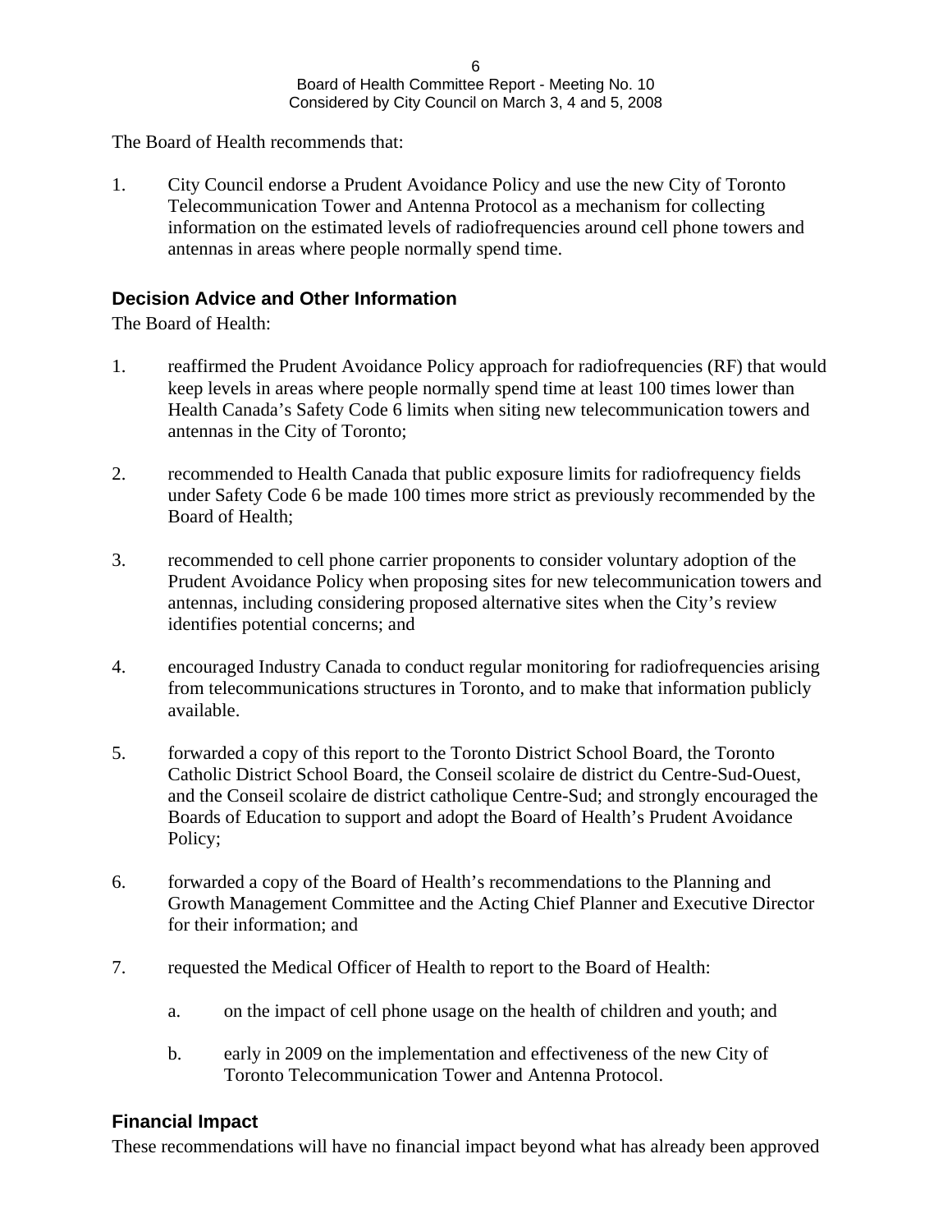The Board of Health recommends that:

1. City Council endorse a Prudent Avoidance Policy and use the new City of Toronto Telecommunication Tower and Antenna Protocol as a mechanism for collecting information on the estimated levels of radiofrequencies around cell phone towers and antennas in areas where people normally spend time.

## Decision Advice and Other Information

The Board of Health:

1. reaffirmed the Prudent Avoidance Policy approach for radiofrequencies (RF) that would keep levels in areas where people normally spend time at least 100 times lower than Health Canada's Safety Code 6 limits when siting new telecommunication towers and antennas in the City of Toronto;

2. recommended to Health Canada that public exposure limits for radiofrequency fields under Safety Code 6 be made 100 times more strict as previously recommended by the Board of Health;

3. recommended to cell phone carrier proponents to consider voluntary adoption of the Prudent Avoidance Policy when proposing sites for new telecommunication towers and antennas, including considering proposed alternative sites when the City's review identifies potential concerns; and

4. encouraged Industry Canada to conduct regular monitoring for radiofrequencies arising from telecommunications structures in Toronto, and to make that information publicly available.

5. forwarded a copy of this report to the Toronto District School Board, the Toronto Catholic District School Board, the Conseil scolaire de district du Centre-Sud-Ouest, and the Conseil scolaire de district catholique Centre-Sud; and strongly encouraged the Boards of Education to support and adopt the Board of Health's Prudent Avoidance Policy;

6. forwarded a copy of the Board of Health's recommendations to the Planning and Growth Management Committee and the Acting Chief Planner and Executive Director for their information; and

7. requested the Medical Officer of Health to report to the Board of Health:

   a. on the impact of cell phone usage on the health of children and youth; and

   b. early in 2009 on the implementation and effectiveness of the new City of Toronto Telecommunication Tower and Antenna Protocol.

## Financial Impact

These recommendations will have no financial impact beyond what has already been approved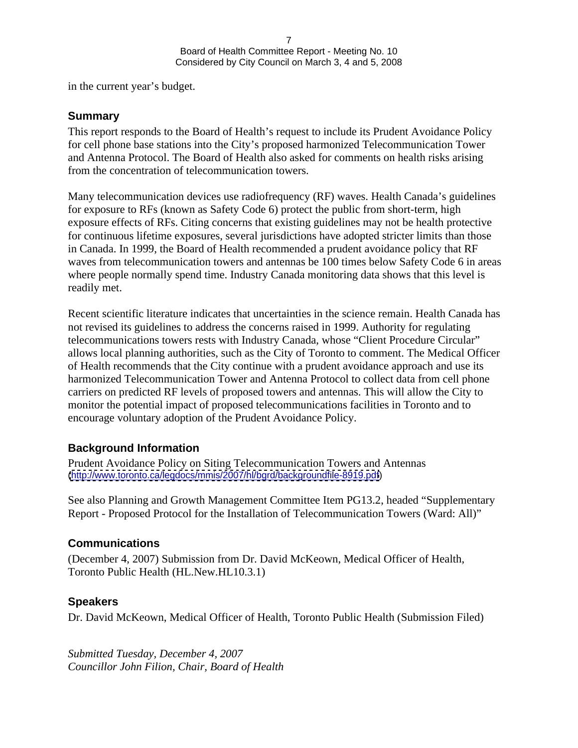in the current year's budget.

### Summary

This report responds to the Board of Health's request to include its Prudent Avoidance Policy for cell phone base stations into the City's proposed harmonized Telecommunication Tower and Antenna Protocol. The Board of Health also asked for comments on health risks arising from the concentration of telecommunication towers.

Many telecommunication devices use radiofrequency (RF) waves. Health Canada's guidelines for exposure to RFs (known as Safety Code 6) protect the public from short-term, high exposure effects of RFs. Citing concerns that existing guidelines may not be health protective for continuous lifetime exposures, several jurisdictions have adopted stricter limits than those in Canada. In 1999, the Board of Health recommended a prudent avoidance policy that RF waves from telecommunication towers and antennas be 100 times below Safety Code 6 in areas where people normally spend time. Industry Canada monitoring data shows that this level is readily met.

Recent scientific literature indicates that uncertainties in the science remain. Health Canada has not revised its guidelines to address the concerns raised in 1999. Authority for regulating telecommunications towers rests with Industry Canada, whose "Client Procedure Circular" allows local planning authorities, such as the City of Toronto to comment. The Medical Officer of Health recommends that the City continue with a prudent avoidance approach and use its harmonized Telecommunication Tower and Antenna Protocol to collect data from cell phone carriers on predicted RF levels of proposed towers and antennas. This will allow the City to monitor the potential impact of proposed telecommunications facilities in Toronto and to encourage voluntary adoption of the Prudent Avoidance Policy.

### Background Information

Prudent Avoidance Policy on Siting Telecommunication Towers and Antennas
(http://www.toronto.ca/legdocs/mmis/2007/hl/bgrd/backgroundfile-8919.pdf)

See also Planning and Growth Management Committee Item PG13.2, headed "Supplementary Report - Proposed Protocol for the Installation of Telecommunication Towers (Ward: All)"

### Communications

(December 4, 2007) Submission from Dr. David McKeown, Medical Officer of Health, Toronto Public Health (HL.New.HL10.3.1)

### Speakers

Dr. David McKeown, Medical Officer of Health, Toronto Public Health (Submission Filed)

*Submitted Tuesday, December 4, 2007*
*Councillor John Filion, Chair, Board of Health*